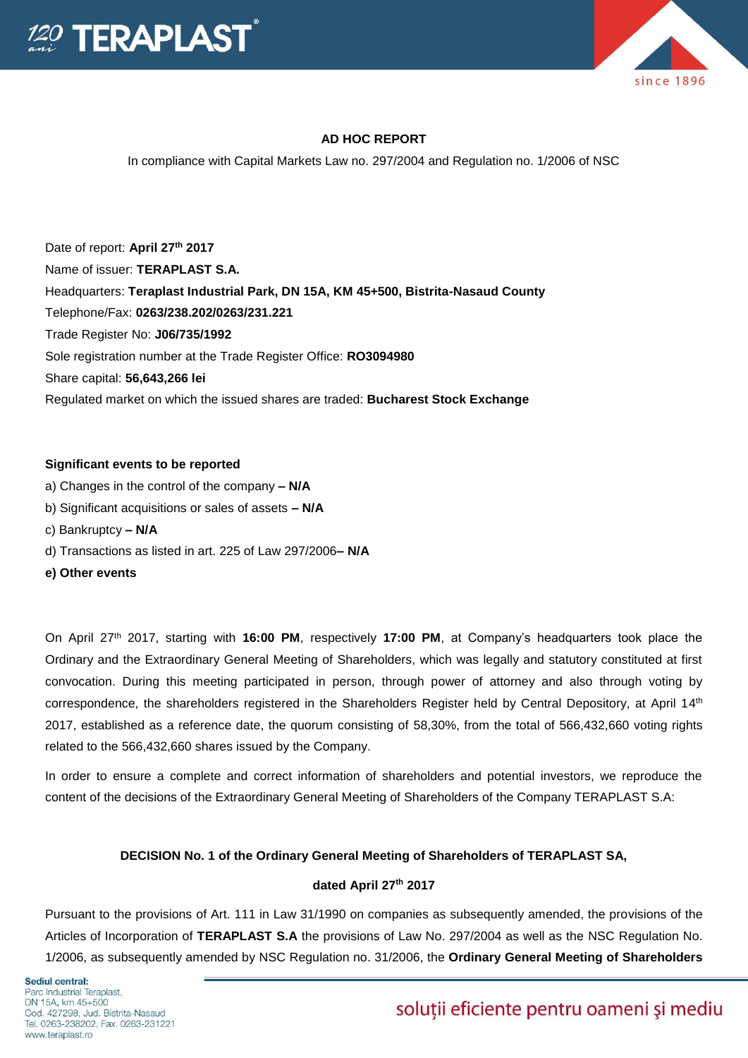## AD HOC REPORT

In compliance with Capital Markets Law no. 297/2004 and Regulation no. 1/2006 of NSC

Date of report: **April 27th 2017**
Name of issuer: **TERAPLAST S.A.**
Headquarters: **Teraplast Industrial Park, DN 15A, KM 45+500, Bistrita-Nasaud County**
Telephone/Fax: **0263/238.202/0263/231.221**
Trade Register No: **J06/735/1992**
Sole registration number at the Trade Register Office: **RO3094980**
Share capital: **56,643,266 lei**
Regulated market on which the issued shares are traded: **Bucharest Stock Exchange**

**Significant events to be reported**

a) Changes in the control of the company **– N/A**
b) Significant acquisitions or sales of assets **– N/A**
c) Bankruptcy **– N/A**
d) Transactions as listed in art. 225 of Law 297/2006**– N/A**
**e) Other events**

On April 27th 2017, starting with **16:00 PM**, respectively **17:00 PM**, at Company's headquarters took place the Ordinary and the Extraordinary General Meeting of Shareholders, which was legally and statutory constituted at first convocation. During this meeting participated in person, through power of attorney and also through voting by correspondence, the shareholders registered in the Shareholders Register held by Central Depository, at April 14th 2017, established as a reference date, the quorum consisting of 58,30%, from the total of 566,432,660 voting rights related to the 566,432,660 shares issued by the Company.

In order to ensure a complete and correct information of shareholders and potential investors, we reproduce the content of the decisions of the Extraordinary General Meeting of Shareholders of the Company TERAPLAST S.A:

**DECISION No. 1 of the Ordinary General Meeting of Shareholders of TERAPLAST SA,**

**dated April 27th 2017**

Pursuant to the provisions of Art. 111 in Law 31/1990 on companies as subsequently amended, the provisions of the Articles of Incorporation of **TERAPLAST S.A** the provisions of Law No. 297/2004 as well as the NSC Regulation No. 1/2006, as subsequently amended by NSC Regulation no. 31/2006, the **Ordinary General Meeting of Shareholders**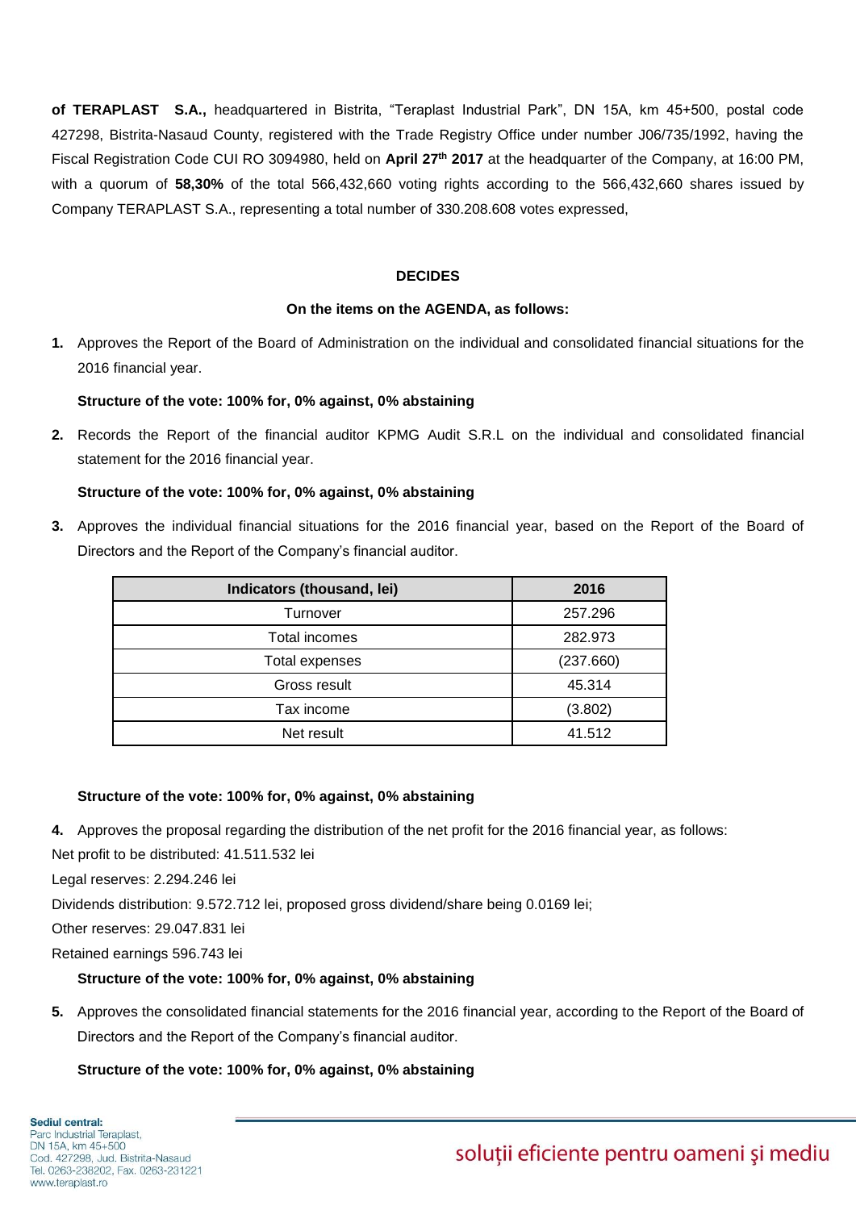**of TERAPLAST S.A.,** headquartered in Bistrita, “Teraplast Industrial Park”, DN 15A, km 45+500, postal code 427298, Bistrita-Nasaud County, registered with the Trade Registry Office under number J06/735/1992, having the Fiscal Registration Code CUI RO 3094980, held on **April 27th 2017** at the headquarter of the Company, at 16:00 PM, with a quorum of **58,30%** of the total 566,432,660 voting rights according to the 566,432,660 shares issued by Company TERAPLAST S.A., representing a total number of 330.208.608 votes expressed,

**DECIDES**

**On the items on the AGENDA, as follows:**

1. Approves the Report of the Board of Administration on the individual and consolidated financial situations for the 2016 financial year.

   **Structure of the vote: 100% for, 0% against, 0% abstaining**

2. Records the Report of the financial auditor KPMG Audit S.R.L on the individual and consolidated financial statement for the 2016 financial year.

   **Structure of the vote: 100% for, 0% against, 0% abstaining**

3. Approves the individual financial situations for the 2016 financial year, based on the Report of the Board of Directors and the Report of the Company’s financial auditor.

| Indicators (thousand, lei) | 2016 |
|---|---|
| Turnover | 257.296 |
| Total incomes | 282.973 |
| Total expenses | (237.660) |
| Gross result | 45.314 |
| Tax income | (3.802) |
| Net result | 41.512 |

   **Structure of the vote: 100% for, 0% against, 0% abstaining**

4. Approves the proposal regarding the distribution of the net profit for the 2016 financial year, as follows:

Net profit to be distributed: 41.511.532 lei

Legal reserves: 2.294.246 lei

Dividends distribution: 9.572.712 lei, proposed gross dividend/share being 0.0169 lei;

Other reserves: 29.047.831 lei

Retained earnings 596.743 lei

   **Structure of the vote: 100% for, 0% against, 0% abstaining**

5. Approves the consolidated financial statements for the 2016 financial year, according to the Report of the Board of Directors and the Report of the Company’s financial auditor.

   **Structure of the vote: 100% for, 0% against, 0% abstaining**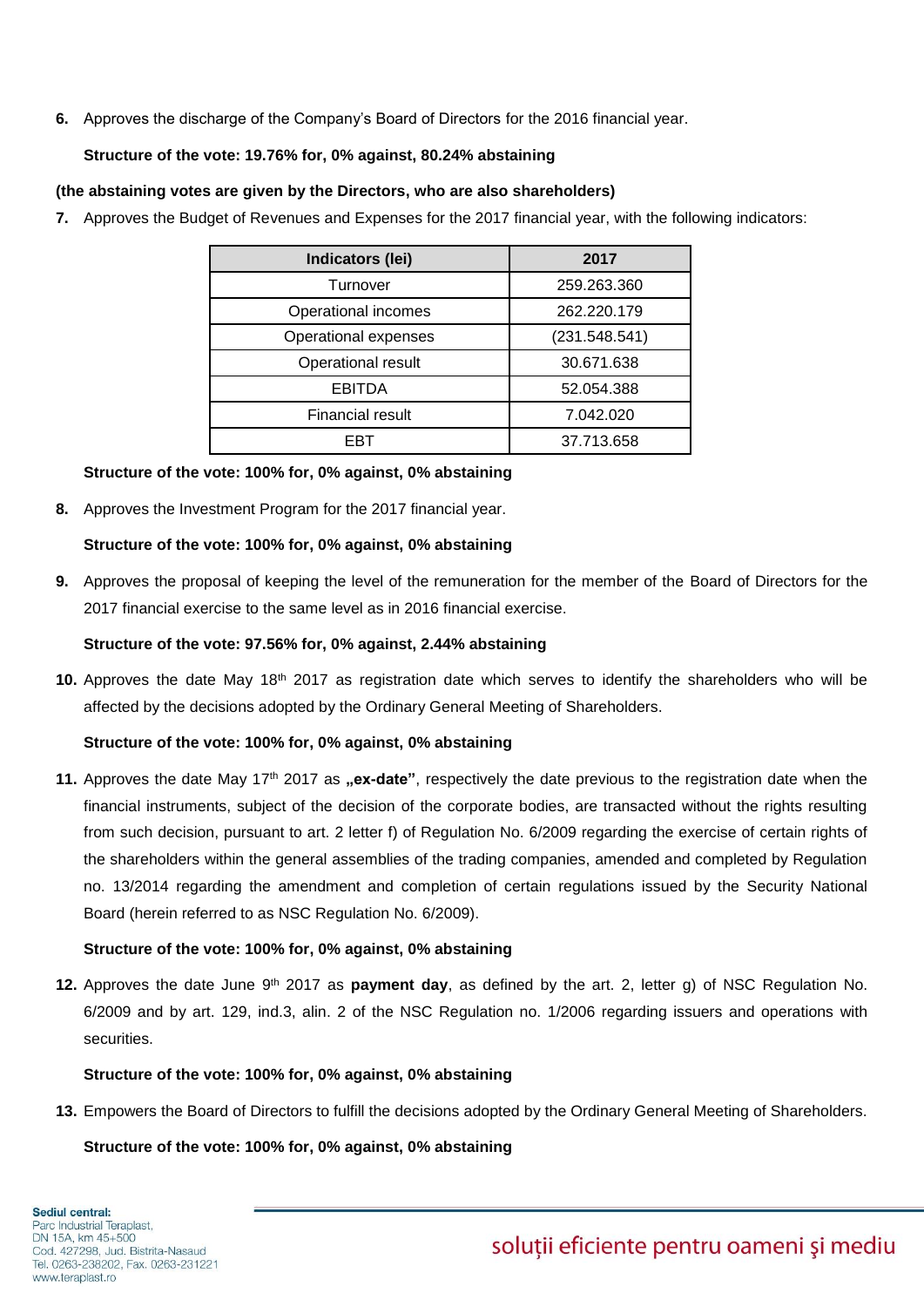**6.** Approves the discharge of the Company's Board of Directors for the 2016 financial year.

**Structure of the vote: 19.76% for, 0% against, 80.24% abstaining**

**(the abstaining votes are given by the Directors, who are also shareholders)**

**7.** Approves the Budget of Revenues and Expenses for the 2017 financial year, with the following indicators:

| Indicators (lei) | 2017 |
|---|---|
| Turnover | 259.263.360 |
| Operational incomes | 262.220.179 |
| Operational expenses | (231.548.541) |
| Operational result | 30.671.638 |
| EBITDA | 52.054.388 |
| Financial result | 7.042.020 |
| EBT | 37.713.658 |

**Structure of the vote: 100% for, 0% against, 0% abstaining**

**8.** Approves the Investment Program for the 2017 financial year.

**Structure of the vote: 100% for, 0% against, 0% abstaining**

**9.** Approves the proposal of keeping the level of the remuneration for the member of the Board of Directors for the 2017 financial exercise to the same level as in 2016 financial exercise.

**Structure of the vote: 97.56% for, 0% against, 2.44% abstaining**

**10.** Approves the date May 18th 2017 as registration date which serves to identify the shareholders who will be affected by the decisions adopted by the Ordinary General Meeting of Shareholders.

**Structure of the vote: 100% for, 0% against, 0% abstaining**

**11.** Approves the date May 17th 2017 as **„ex-date"**, respectively the date previous to the registration date when the financial instruments, subject of the decision of the corporate bodies, are transacted without the rights resulting from such decision, pursuant to art. 2 letter f) of Regulation No. 6/2009 regarding the exercise of certain rights of the shareholders within the general assemblies of the trading companies, amended and completed by Regulation no. 13/2014 regarding the amendment and completion of certain regulations issued by the Security National Board (herein referred to as NSC Regulation No. 6/2009).

**Structure of the vote: 100% for, 0% against, 0% abstaining**

**12.** Approves the date June 9th 2017 as **payment day**, as defined by the art. 2, letter g) of NSC Regulation No. 6/2009 and by art. 129, ind.3, alin. 2 of the NSC Regulation no. 1/2006 regarding issuers and operations with securities.

**Structure of the vote: 100% for, 0% against, 0% abstaining**

**13.** Empowers the Board of Directors to fulfill the decisions adopted by the Ordinary General Meeting of Shareholders.

**Structure of the vote: 100% for, 0% against, 0% abstaining**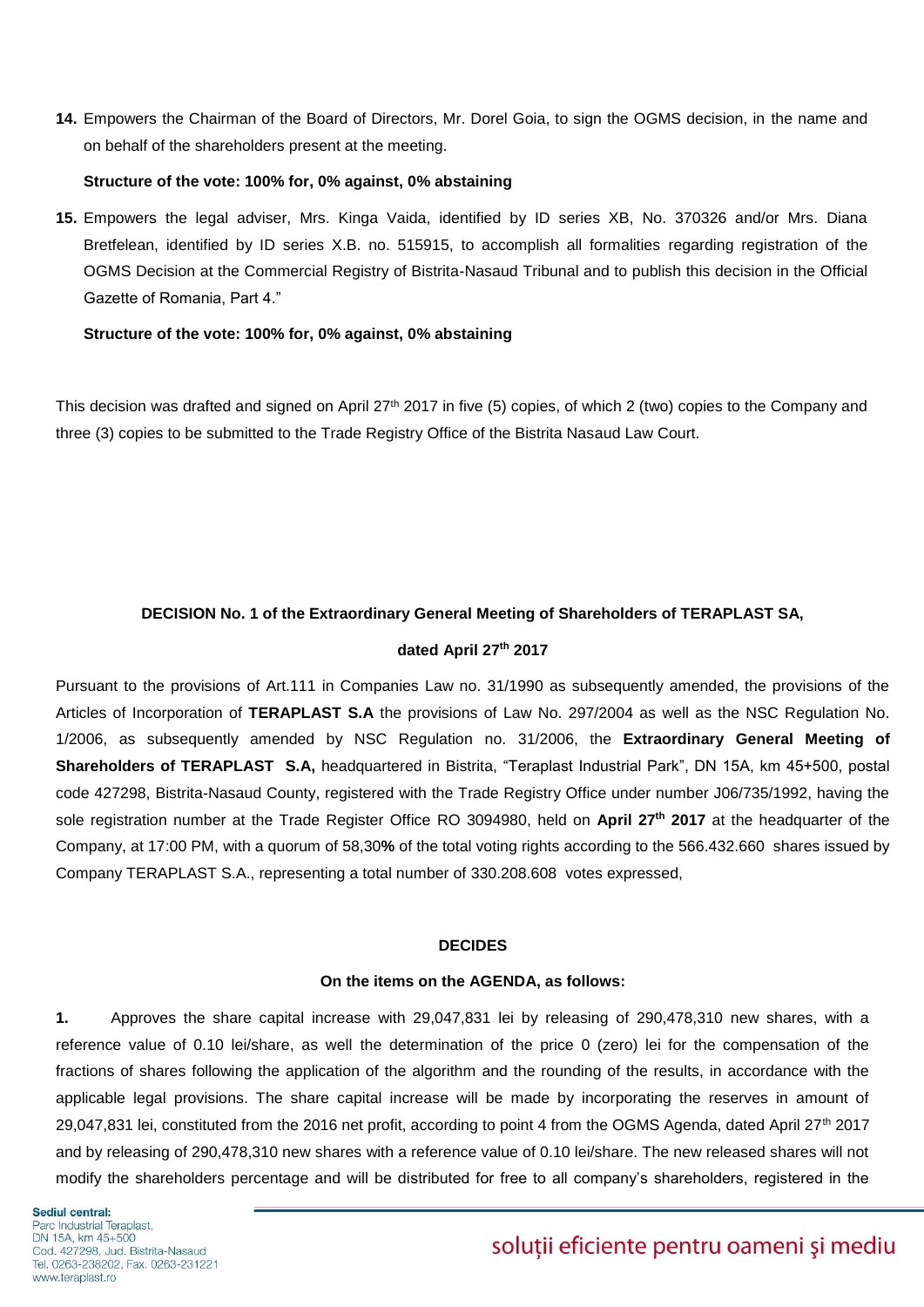14. Empowers the Chairman of the Board of Directors, Mr. Dorel Goia, to sign the OGMS decision, in the name and on behalf of the shareholders present at the meeting.

    **Structure of the vote: 100% for, 0% against, 0% abstaining**

15. Empowers the legal adviser, Mrs. Kinga Vaida, identified by ID series XB, No. 370326 and/or Mrs. Diana Bretfelean, identified by ID series X.B. no. 515915, to accomplish all formalities regarding registration of the OGMS Decision at the Commercial Registry of Bistrita-Nasaud Tribunal and to publish this decision in the Official Gazette of Romania, Part 4."

    **Structure of the vote: 100% for, 0% against, 0% abstaining**

This decision was drafted and signed on April 27th 2017 in five (5) copies, of which 2 (two) copies to the Company and three (3) copies to be submitted to the Trade Registry Office of the Bistrita Nasaud Law Court.

**DECISION No. 1 of the Extraordinary General Meeting of Shareholders of TERAPLAST SA,**

**dated April 27th 2017**

Pursuant to the provisions of Art.111 in Companies Law no. 31/1990 as subsequently amended, the provisions of the Articles of Incorporation of **TERAPLAST S.A** the provisions of Law No. 297/2004 as well as the NSC Regulation No. 1/2006, as subsequently amended by NSC Regulation no. 31/2006, the **Extraordinary General Meeting of Shareholders of TERAPLAST S.A,** headquartered in Bistrita, "Teraplast Industrial Park", DN 15A, km 45+500, postal code 427298, Bistrita-Nasaud County, registered with the Trade Registry Office under number J06/735/1992, having the sole registration number at the Trade Register Office RO 3094980, held on **April 27th 2017** at the headquarter of the Company, at 17:00 PM, with a quorum of 58,30**%** of the total voting rights according to the 566.432.660 shares issued by Company TERAPLAST S.A., representing a total number of 330.208.608 votes expressed,

**DECIDES**

**On the items on the AGENDA, as follows:**

**1.** Approves the share capital increase with 29,047,831 lei by releasing of 290,478,310 new shares, with a reference value of 0.10 lei/share, as well the determination of the price 0 (zero) lei for the compensation of the fractions of shares following the application of the algorithm and the rounding of the results, in accordance with the applicable legal provisions. The share capital increase will be made by incorporating the reserves in amount of 29,047,831 lei, constituted from the 2016 net profit, according to point 4 from the OGMS Agenda, dated April 27th 2017 and by releasing of 290,478,310 new shares with a reference value of 0.10 lei/share. The new released shares will not modify the shareholders percentage and will be distributed for free to all company's shareholders, registered in the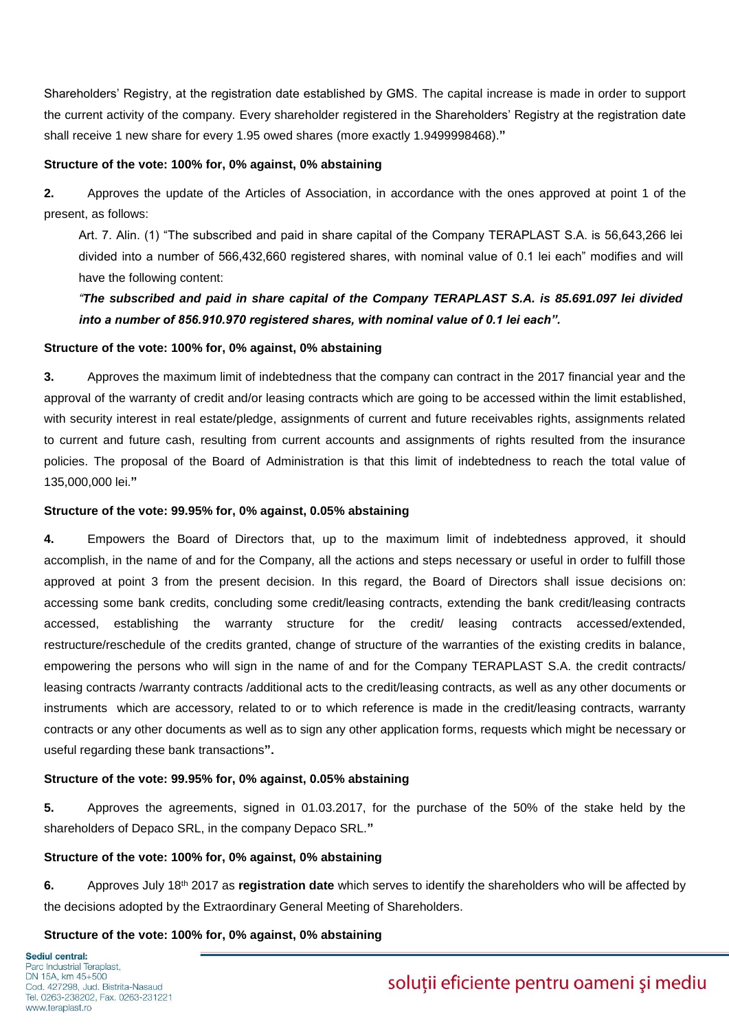Shareholders' Registry, at the registration date established by GMS. The capital increase is made in order to support the current activity of the company. Every shareholder registered in the Shareholders' Registry at the registration date shall receive 1 new share for every 1.95 owed shares (more exactly 1.9499998468).**"**

**Structure of the vote: 100% for, 0% against, 0% abstaining**

**2.** Approves the update of the Articles of Association, in accordance with the ones approved at point 1 of the present, as follows:

Art. 7. Alin. (1) "The subscribed and paid in share capital of the Company TERAPLAST S.A. is 56,643,266 lei divided into a number of 566,432,660 registered shares, with nominal value of 0.1 lei each" modifies and will have the following content:

*"**The subscribed and paid in share capital of the Company TERAPLAST S.A. is 85.691.097 lei divided into a number of 856.910.970 registered shares, with nominal value of 0.1 lei each".***

**Structure of the vote: 100% for, 0% against, 0% abstaining**

**3.** Approves the maximum limit of indebtedness that the company can contract in the 2017 financial year and the approval of the warranty of credit and/or leasing contracts which are going to be accessed within the limit established, with security interest in real estate/pledge, assignments of current and future receivables rights, assignments related to current and future cash, resulting from current accounts and assignments of rights resulted from the insurance policies. The proposal of the Board of Administration is that this limit of indebtedness to reach the total value of 135,000,000 lei.**"**

**Structure of the vote: 99.95% for, 0% against, 0.05% abstaining**

**4.** Empowers the Board of Directors that, up to the maximum limit of indebtedness approved, it should accomplish, in the name of and for the Company, all the actions and steps necessary or useful in order to fulfill those approved at point 3 from the present decision. In this regard, the Board of Directors shall issue decisions on: accessing some bank credits, concluding some credit/leasing contracts, extending the bank credit/leasing contracts accessed, establishing the warranty structure for the credit/ leasing contracts accessed/extended, restructure/reschedule of the credits granted, change of structure of the warranties of the existing credits in balance, empowering the persons who will sign in the name of and for the Company TERAPLAST S.A. the credit contracts/ leasing contracts /warranty contracts /additional acts to the credit/leasing contracts, as well as any other documents or instruments which are accessory, related to or to which reference is made in the credit/leasing contracts, warranty contracts or any other documents as well as to sign any other application forms, requests which might be necessary or useful regarding these bank transactions**".**

**Structure of the vote: 99.95% for, 0% against, 0.05% abstaining**

**5.** Approves the agreements, signed in 01.03.2017, for the purchase of the 50% of the stake held by the shareholders of Depaco SRL, in the company Depaco SRL.**"**

**Structure of the vote: 100% for, 0% against, 0% abstaining**

**6.** Approves July 18[th] 2017 as **registration date** which serves to identify the shareholders who will be affected by the decisions adopted by the Extraordinary General Meeting of Shareholders.

**Structure of the vote: 100% for, 0% against, 0% abstaining**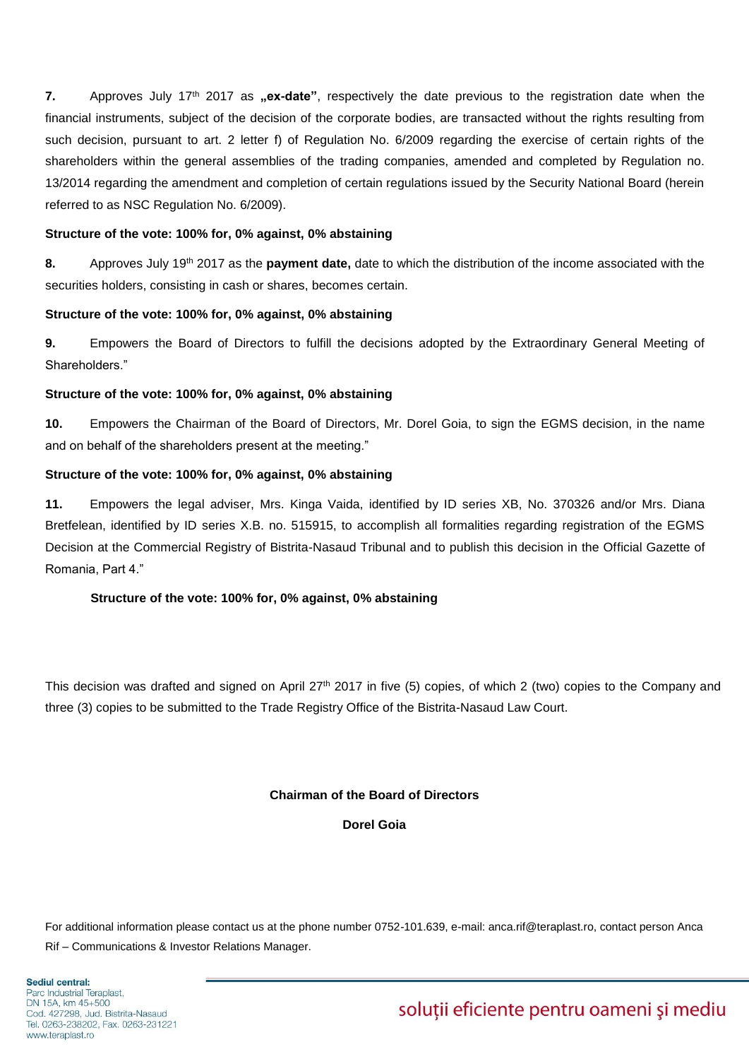**7.** Approves July 17th 2017 as **„ex-date"**, respectively the date previous to the registration date when the financial instruments, subject of the decision of the corporate bodies, are transacted without the rights resulting from such decision, pursuant to art. 2 letter f) of Regulation No. 6/2009 regarding the exercise of certain rights of the shareholders within the general assemblies of the trading companies, amended and completed by Regulation no. 13/2014 regarding the amendment and completion of certain regulations issued by the Security National Board (herein referred to as NSC Regulation No. 6/2009).

**Structure of the vote: 100% for, 0% against, 0% abstaining**

**8.** Approves July 19th 2017 as the **payment date,** date to which the distribution of the income associated with the securities holders, consisting in cash or shares, becomes certain.

**Structure of the vote: 100% for, 0% against, 0% abstaining**

**9.** Empowers the Board of Directors to fulfill the decisions adopted by the Extraordinary General Meeting of Shareholders."

**Structure of the vote: 100% for, 0% against, 0% abstaining**

**10.** Empowers the Chairman of the Board of Directors, Mr. Dorel Goia, to sign the EGMS decision, in the name and on behalf of the shareholders present at the meeting."

**Structure of the vote: 100% for, 0% against, 0% abstaining**

**11.** Empowers the legal adviser, Mrs. Kinga Vaida, identified by ID series XB, No. 370326 and/or Mrs. Diana Bretfelean, identified by ID series X.B. no. 515915, to accomplish all formalities regarding registration of the EGMS Decision at the Commercial Registry of Bistrita-Nasaud Tribunal and to publish this decision in the Official Gazette of Romania, Part 4."

**Structure of the vote: 100% for, 0% against, 0% abstaining**

This decision was drafted and signed on April 27th 2017 in five (5) copies, of which 2 (two) copies to the Company and three (3) copies to be submitted to the Trade Registry Office of the Bistrita-Nasaud Law Court.

**Chairman of the Board of Directors**

**Dorel Goia**

For additional information please contact us at the phone number 0752-101.639, e-mail: anca.rif@teraplast.ro, contact person Anca Rif – Communications & Investor Relations Manager.

**Sediul central:**
Parc Industrial Teraplast,
DN 15A, km 45+500
Cod. 427298, Jud. Bistrita-Nasaud
Tel. 0263-238202, Fax. 0263-231221
www.teraplast.ro

soluții eficiente pentru oameni şi mediu